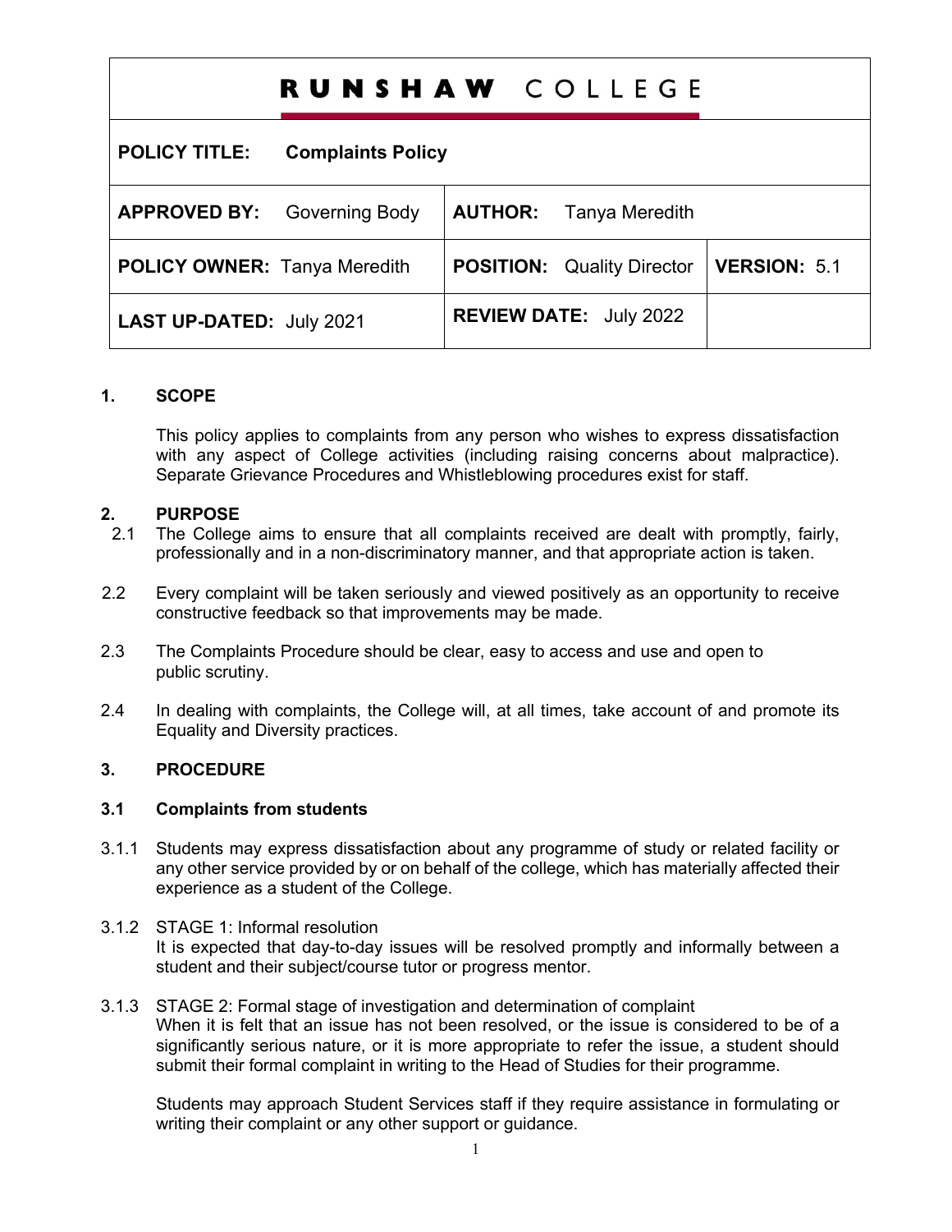# RUNSHAW COLLEGE

| **POLICY TITLE:** Complaints Policy | | |
|---|---|---|
| **APPROVED BY:** Governing Body | **AUTHOR:** Tanya Meredith | |
| **POLICY OWNER:** Tanya Meredith | **POSITION:** Quality Director | **VERSION:** 5.1 |
| **LAST UP-DATED:** July 2021 | **REVIEW DATE:** July 2022 | |

## 1. SCOPE

This policy applies to complaints from any person who wishes to express dissatisfaction with any aspect of College activities (including raising concerns about malpractice). Separate Grievance Procedures and Whistleblowing procedures exist for staff.

## 2. PURPOSE

2.1 The College aims to ensure that all complaints received are dealt with promptly, fairly, professionally and in a non-discriminatory manner, and that appropriate action is taken.

2.2 Every complaint will be taken seriously and viewed positively as an opportunity to receive constructive feedback so that improvements may be made.

2.3 The Complaints Procedure should be clear, easy to access and use and open to public scrutiny.

2.4 In dealing with complaints, the College will, at all times, take account of and promote its Equality and Diversity practices.

## 3. PROCEDURE

### 3.1 Complaints from students

3.1.1 Students may express dissatisfaction about any programme of study or related facility or any other service provided by or on behalf of the college, which has materially affected their experience as a student of the College.

3.1.2 STAGE 1: Informal resolution
It is expected that day-to-day issues will be resolved promptly and informally between a student and their subject/course tutor or progress mentor.

3.1.3 STAGE 2: Formal stage of investigation and determination of complaint
When it is felt that an issue has not been resolved, or the issue is considered to be of a significantly serious nature, or it is more appropriate to refer the issue, a student should submit their formal complaint in writing to the Head of Studies for their programme.

Students may approach Student Services staff if they require assistance in formulating or writing their complaint or any other support or guidance.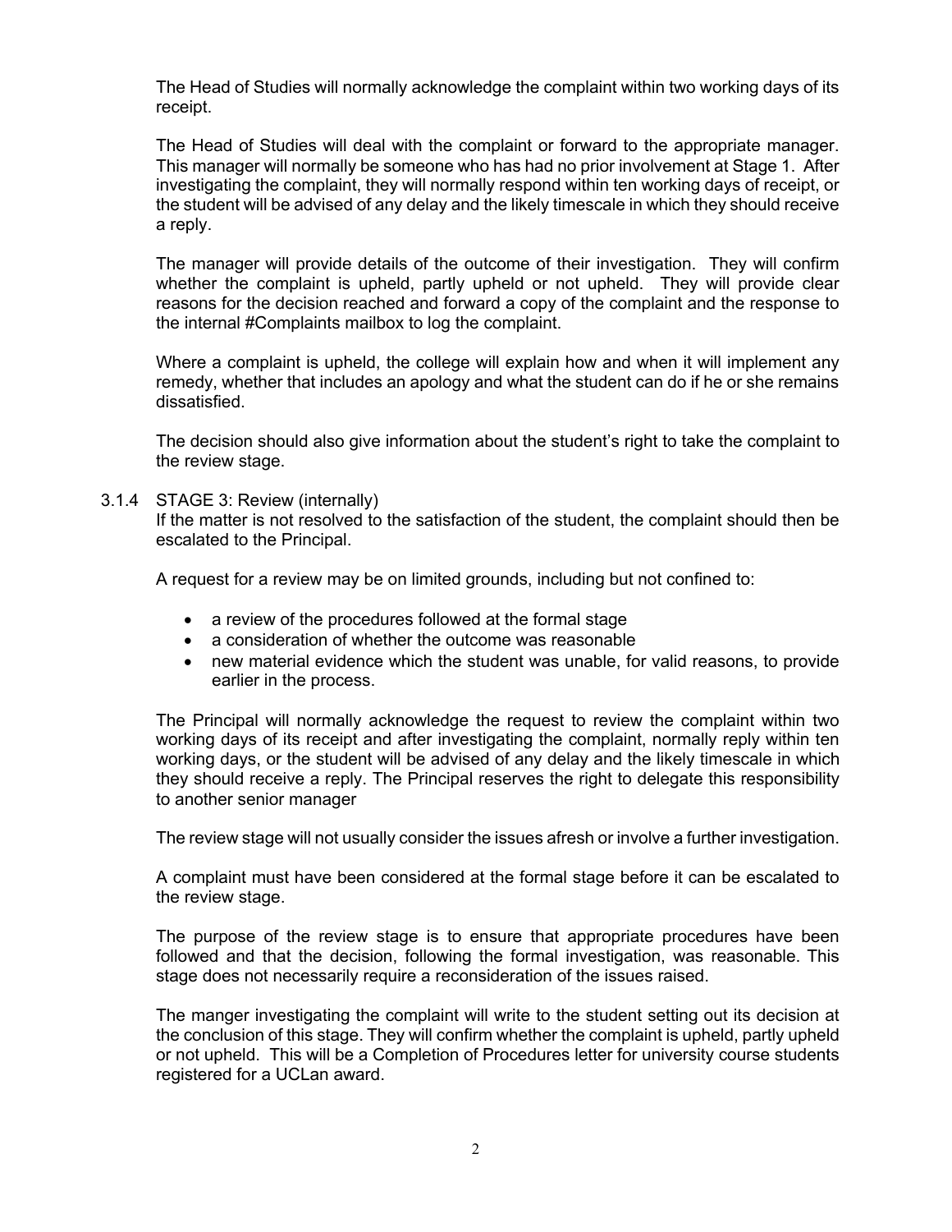The Head of Studies will normally acknowledge the complaint within two working days of its receipt.

The Head of Studies will deal with the complaint or forward to the appropriate manager. This manager will normally be someone who has had no prior involvement at Stage 1. After investigating the complaint, they will normally respond within ten working days of receipt, or the student will be advised of any delay and the likely timescale in which they should receive a reply.

The manager will provide details of the outcome of their investigation. They will confirm whether the complaint is upheld, partly upheld or not upheld. They will provide clear reasons for the decision reached and forward a copy of the complaint and the response to the internal #Complaints mailbox to log the complaint.

Where a complaint is upheld, the college will explain how and when it will implement any remedy, whether that includes an apology and what the student can do if he or she remains dissatisfied.

The decision should also give information about the student's right to take the complaint to the review stage.

### 3.1.4 STAGE 3: Review (internally)

If the matter is not resolved to the satisfaction of the student, the complaint should then be escalated to the Principal.

A request for a review may be on limited grounds, including but not confined to:

- a review of the procedures followed at the formal stage
- a consideration of whether the outcome was reasonable
- new material evidence which the student was unable, for valid reasons, to provide earlier in the process.

The Principal will normally acknowledge the request to review the complaint within two working days of its receipt and after investigating the complaint, normally reply within ten working days, or the student will be advised of any delay and the likely timescale in which they should receive a reply. The Principal reserves the right to delegate this responsibility to another senior manager

The review stage will not usually consider the issues afresh or involve a further investigation.

A complaint must have been considered at the formal stage before it can be escalated to the review stage.

The purpose of the review stage is to ensure that appropriate procedures have been followed and that the decision, following the formal investigation, was reasonable. This stage does not necessarily require a reconsideration of the issues raised.

The manger investigating the complaint will write to the student setting out its decision at the conclusion of this stage. They will confirm whether the complaint is upheld, partly upheld or not upheld. This will be a Completion of Procedures letter for university course students registered for a UCLan award.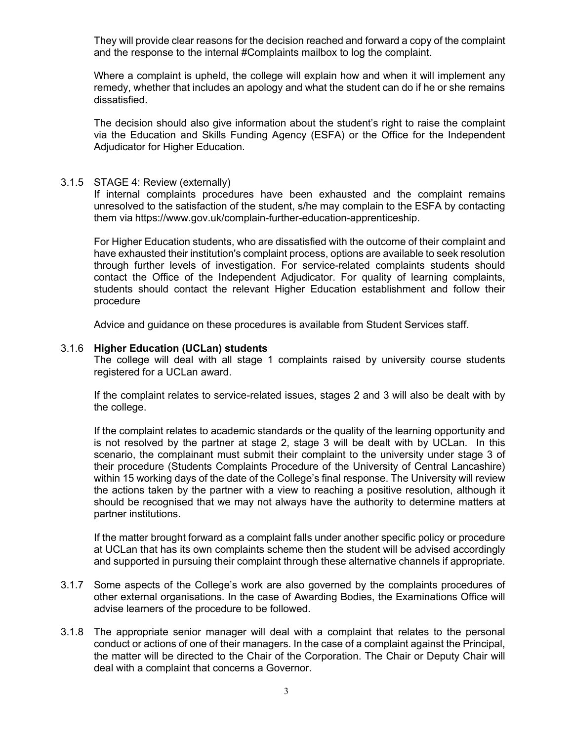They will provide clear reasons for the decision reached and forward a copy of the complaint and the response to the internal #Complaints mailbox to log the complaint.

Where a complaint is upheld, the college will explain how and when it will implement any remedy, whether that includes an apology and what the student can do if he or she remains dissatisfied.

The decision should also give information about the student's right to raise the complaint via the Education and Skills Funding Agency (ESFA) or the Office for the Independent Adjudicator for Higher Education.

3.1.5 STAGE 4: Review (externally)

If internal complaints procedures have been exhausted and the complaint remains unresolved to the satisfaction of the student, s/he may complain to the ESFA by contacting them via https://www.gov.uk/complain-further-education-apprenticeship.

For Higher Education students, who are dissatisfied with the outcome of their complaint and have exhausted their institution's complaint process, options are available to seek resolution through further levels of investigation. For service-related complaints students should contact the Office of the Independent Adjudicator. For quality of learning complaints, students should contact the relevant Higher Education establishment and follow their procedure

Advice and guidance on these procedures is available from Student Services staff.

3.1.6 **Higher Education (UCLan) students**

The college will deal with all stage 1 complaints raised by university course students registered for a UCLan award.

If the complaint relates to service-related issues, stages 2 and 3 will also be dealt with by the college.

If the complaint relates to academic standards or the quality of the learning opportunity and is not resolved by the partner at stage 2, stage 3 will be dealt with by UCLan. In this scenario, the complainant must submit their complaint to the university under stage 3 of their procedure (Students Complaints Procedure of the University of Central Lancashire) within 15 working days of the date of the College's final response. The University will review the actions taken by the partner with a view to reaching a positive resolution, although it should be recognised that we may not always have the authority to determine matters at partner institutions.

If the matter brought forward as a complaint falls under another specific policy or procedure at UCLan that has its own complaints scheme then the student will be advised accordingly and supported in pursuing their complaint through these alternative channels if appropriate.

3.1.7 Some aspects of the College's work are also governed by the complaints procedures of other external organisations. In the case of Awarding Bodies, the Examinations Office will advise learners of the procedure to be followed.

3.1.8 The appropriate senior manager will deal with a complaint that relates to the personal conduct or actions of one of their managers. In the case of a complaint against the Principal, the matter will be directed to the Chair of the Corporation. The Chair or Deputy Chair will deal with a complaint that concerns a Governor.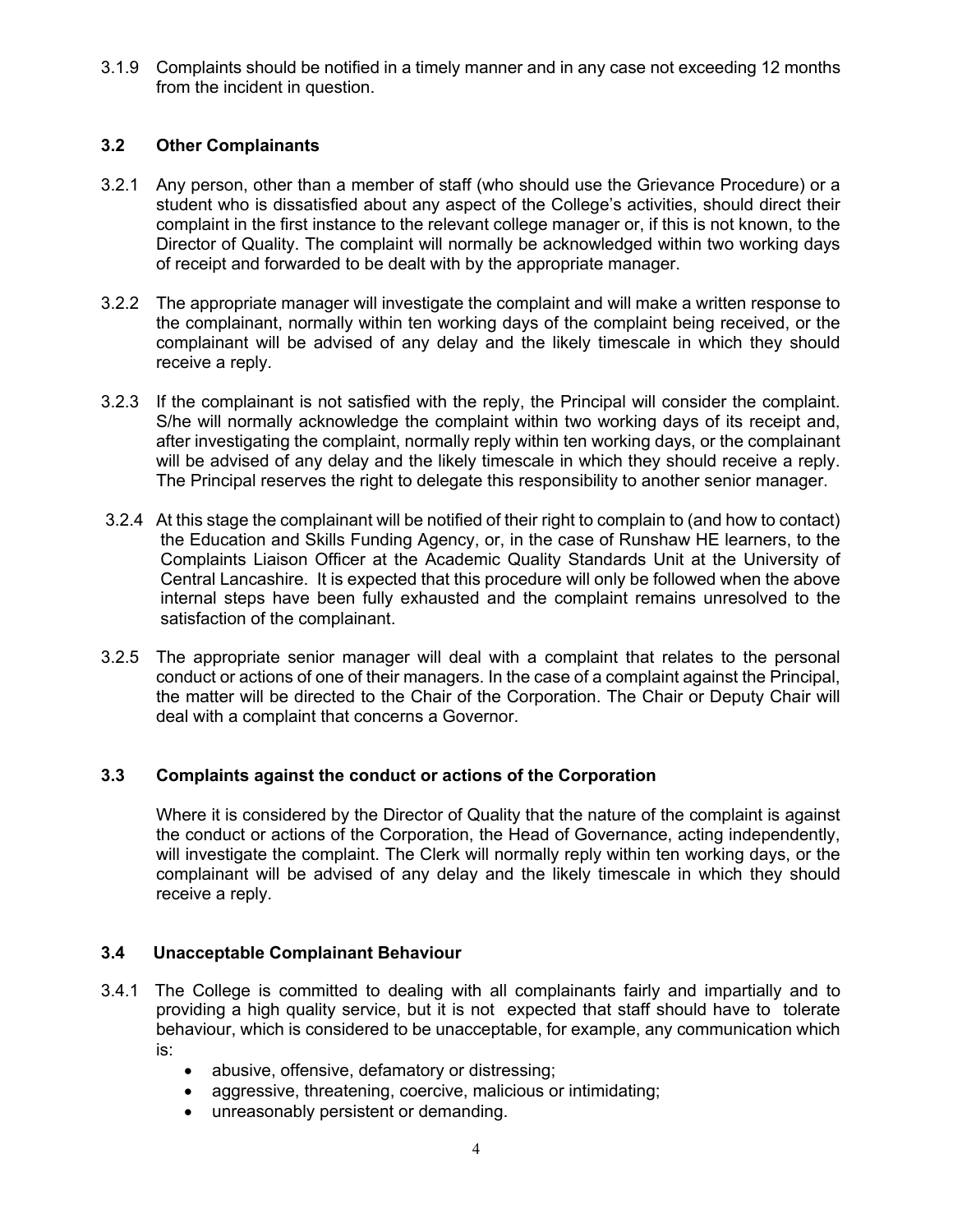3.1.9 Complaints should be notified in a timely manner and in any case not exceeding 12 months from the incident in question.

### 3.2 Other Complainants

3.2.1 Any person, other than a member of staff (who should use the Grievance Procedure) or a student who is dissatisfied about any aspect of the College's activities, should direct their complaint in the first instance to the relevant college manager or, if this is not known, to the Director of Quality. The complaint will normally be acknowledged within two working days of receipt and forwarded to be dealt with by the appropriate manager.

3.2.2 The appropriate manager will investigate the complaint and will make a written response to the complainant, normally within ten working days of the complaint being received, or the complainant will be advised of any delay and the likely timescale in which they should receive a reply.

3.2.3 If the complainant is not satisfied with the reply, the Principal will consider the complaint. S/he will normally acknowledge the complaint within two working days of its receipt and, after investigating the complaint, normally reply within ten working days, or the complainant will be advised of any delay and the likely timescale in which they should receive a reply. The Principal reserves the right to delegate this responsibility to another senior manager.

3.2.4 At this stage the complainant will be notified of their right to complain to (and how to contact) the Education and Skills Funding Agency, or, in the case of Runshaw HE learners, to the Complaints Liaison Officer at the Academic Quality Standards Unit at the University of Central Lancashire. It is expected that this procedure will only be followed when the above internal steps have been fully exhausted and the complaint remains unresolved to the satisfaction of the complainant.

3.2.5 The appropriate senior manager will deal with a complaint that relates to the personal conduct or actions of one of their managers. In the case of a complaint against the Principal, the matter will be directed to the Chair of the Corporation. The Chair or Deputy Chair will deal with a complaint that concerns a Governor.

### 3.3 Complaints against the conduct or actions of the Corporation

Where it is considered by the Director of Quality that the nature of the complaint is against the conduct or actions of the Corporation, the Head of Governance, acting independently, will investigate the complaint. The Clerk will normally reply within ten working days, or the complainant will be advised of any delay and the likely timescale in which they should receive a reply.

### 3.4 Unacceptable Complainant Behaviour

3.4.1 The College is committed to dealing with all complainants fairly and impartially and to providing a high quality service, but it is not expected that staff should have to tolerate behaviour, which is considered to be unacceptable, for example, any communication which is:

- abusive, offensive, defamatory or distressing;
- aggressive, threatening, coercive, malicious or intimidating;
- unreasonably persistent or demanding.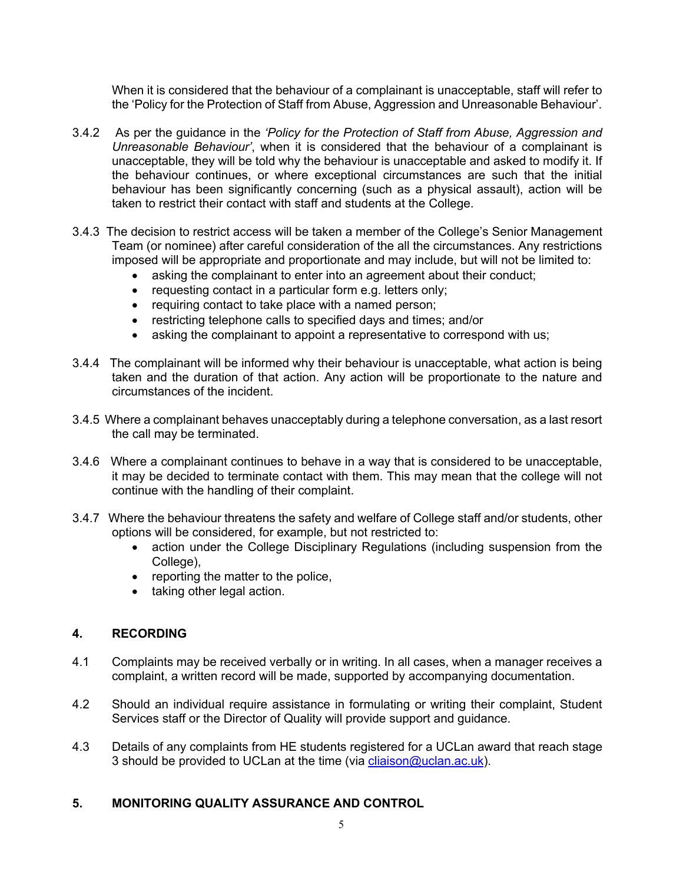When it is considered that the behaviour of a complainant is unacceptable, staff will refer to the 'Policy for the Protection of Staff from Abuse, Aggression and Unreasonable Behaviour'.

3.4.2 As per the guidance in the *'Policy for the Protection of Staff from Abuse, Aggression and Unreasonable Behaviour'*, when it is considered that the behaviour of a complainant is unacceptable, they will be told why the behaviour is unacceptable and asked to modify it. If the behaviour continues, or where exceptional circumstances are such that the initial behaviour has been significantly concerning (such as a physical assault), action will be taken to restrict their contact with staff and students at the College.

3.4.3 The decision to restrict access will be taken a member of the College's Senior Management Team (or nominee) after careful consideration of the all the circumstances. Any restrictions imposed will be appropriate and proportionate and may include, but will not be limited to:

- asking the complainant to enter into an agreement about their conduct;
- requesting contact in a particular form e.g. letters only;
- requiring contact to take place with a named person;
- restricting telephone calls to specified days and times; and/or
- asking the complainant to appoint a representative to correspond with us;

3.4.4 The complainant will be informed why their behaviour is unacceptable, what action is being taken and the duration of that action. Any action will be proportionate to the nature and circumstances of the incident.

3.4.5 Where a complainant behaves unacceptably during a telephone conversation, as a last resort the call may be terminated.

3.4.6 Where a complainant continues to behave in a way that is considered to be unacceptable, it may be decided to terminate contact with them. This may mean that the college will not continue with the handling of their complaint.

3.4.7 Where the behaviour threatens the safety and welfare of College staff and/or students, other options will be considered, for example, but not restricted to:

- action under the College Disciplinary Regulations (including suspension from the College),
- reporting the matter to the police,
- taking other legal action.

## 4. RECORDING

4.1 Complaints may be received verbally or in writing. In all cases, when a manager receives a complaint, a written record will be made, supported by accompanying documentation.

4.2 Should an individual require assistance in formulating or writing their complaint, Student Services staff or the Director of Quality will provide support and guidance.

4.3 Details of any complaints from HE students registered for a UCLan award that reach stage 3 should be provided to UCLan at the time (via cliaison@uclan.ac.uk).

## 5. MONITORING QUALITY ASSURANCE AND CONTROL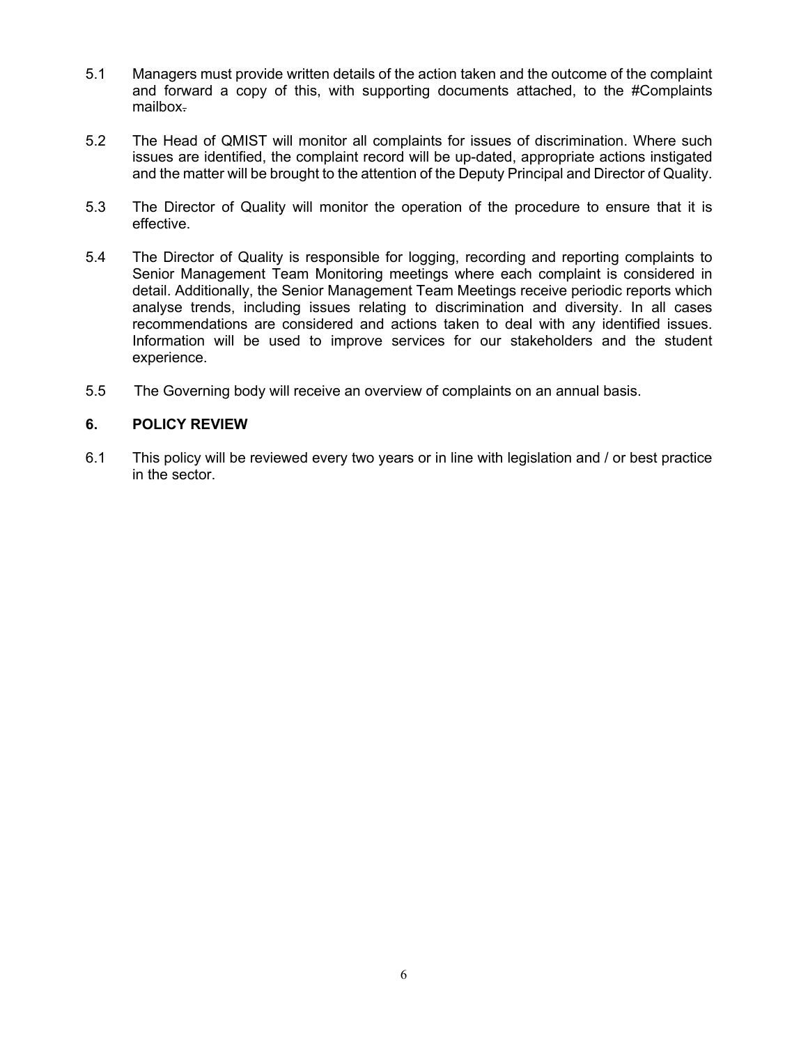5.1 Managers must provide written details of the action taken and the outcome of the complaint and forward a copy of this, with supporting documents attached, to the #Complaints mailbox.

5.2 The Head of QMIST will monitor all complaints for issues of discrimination. Where such issues are identified, the complaint record will be up-dated, appropriate actions instigated and the matter will be brought to the attention of the Deputy Principal and Director of Quality.

5.3 The Director of Quality will monitor the operation of the procedure to ensure that it is effective.

5.4 The Director of Quality is responsible for logging, recording and reporting complaints to Senior Management Team Monitoring meetings where each complaint is considered in detail. Additionally, the Senior Management Team Meetings receive periodic reports which analyse trends, including issues relating to discrimination and diversity. In all cases recommendations are considered and actions taken to deal with any identified issues. Information will be used to improve services for our stakeholders and the student experience.

5.5 The Governing body will receive an overview of complaints on an annual basis.

## 6. POLICY REVIEW

6.1 This policy will be reviewed every two years or in line with legislation and / or best practice in the sector.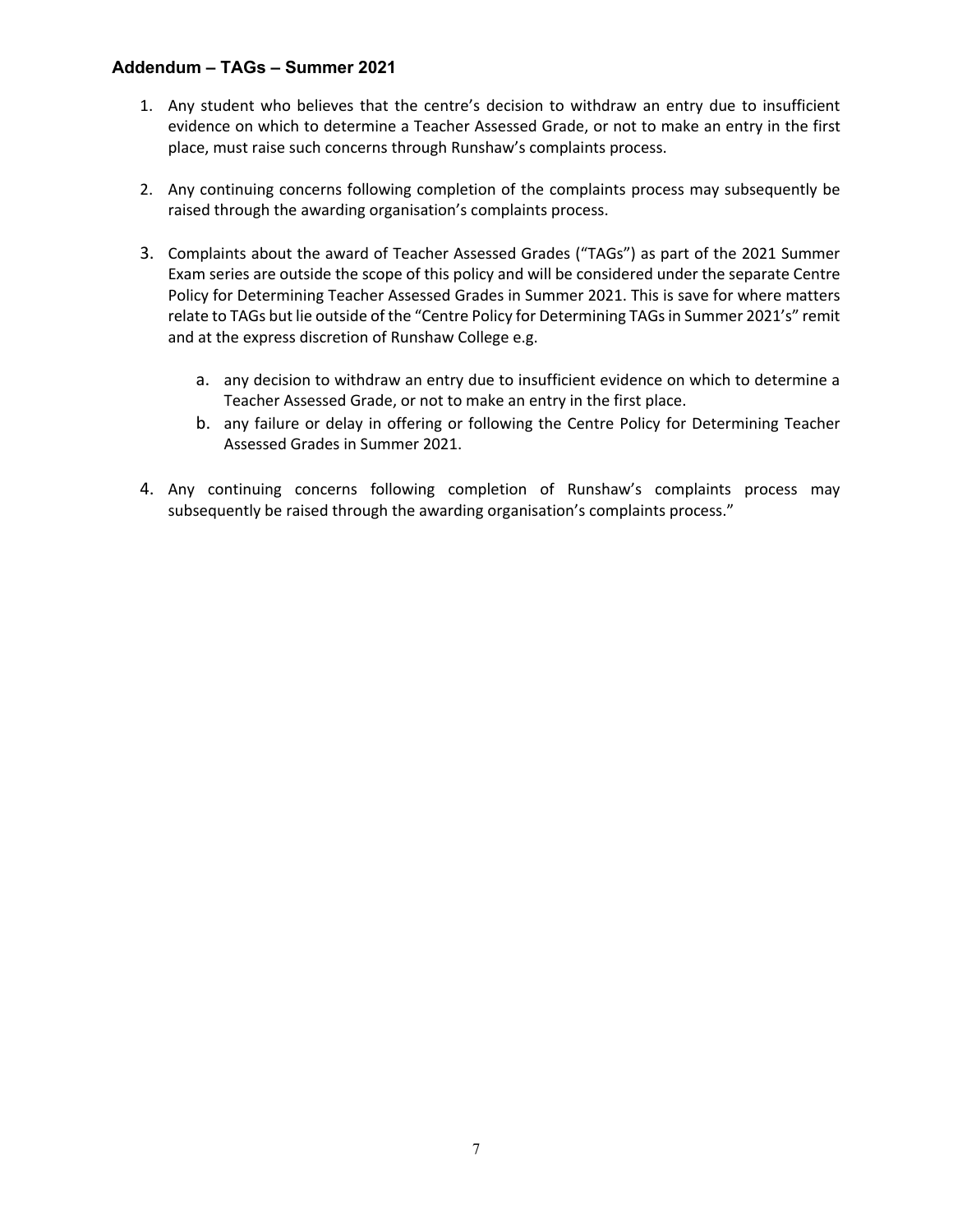### Addendum – TAGs – Summer 2021

1. Any student who believes that the centre's decision to withdraw an entry due to insufficient evidence on which to determine a Teacher Assessed Grade, or not to make an entry in the first place, must raise such concerns through Runshaw's complaints process.

2. Any continuing concerns following completion of the complaints process may subsequently be raised through the awarding organisation's complaints process.

3. Complaints about the award of Teacher Assessed Grades ("TAGs") as part of the 2021 Summer Exam series are outside the scope of this policy and will be considered under the separate Centre Policy for Determining Teacher Assessed Grades in Summer 2021. This is save for where matters relate to TAGs but lie outside of the "Centre Policy for Determining TAGs in Summer 2021's" remit and at the express discretion of Runshaw College e.g.

    a. any decision to withdraw an entry due to insufficient evidence on which to determine a Teacher Assessed Grade, or not to make an entry in the first place.
    b. any failure or delay in offering or following the Centre Policy for Determining Teacher Assessed Grades in Summer 2021.

4. Any continuing concerns following completion of Runshaw's complaints process may subsequently be raised through the awarding organisation's complaints process."